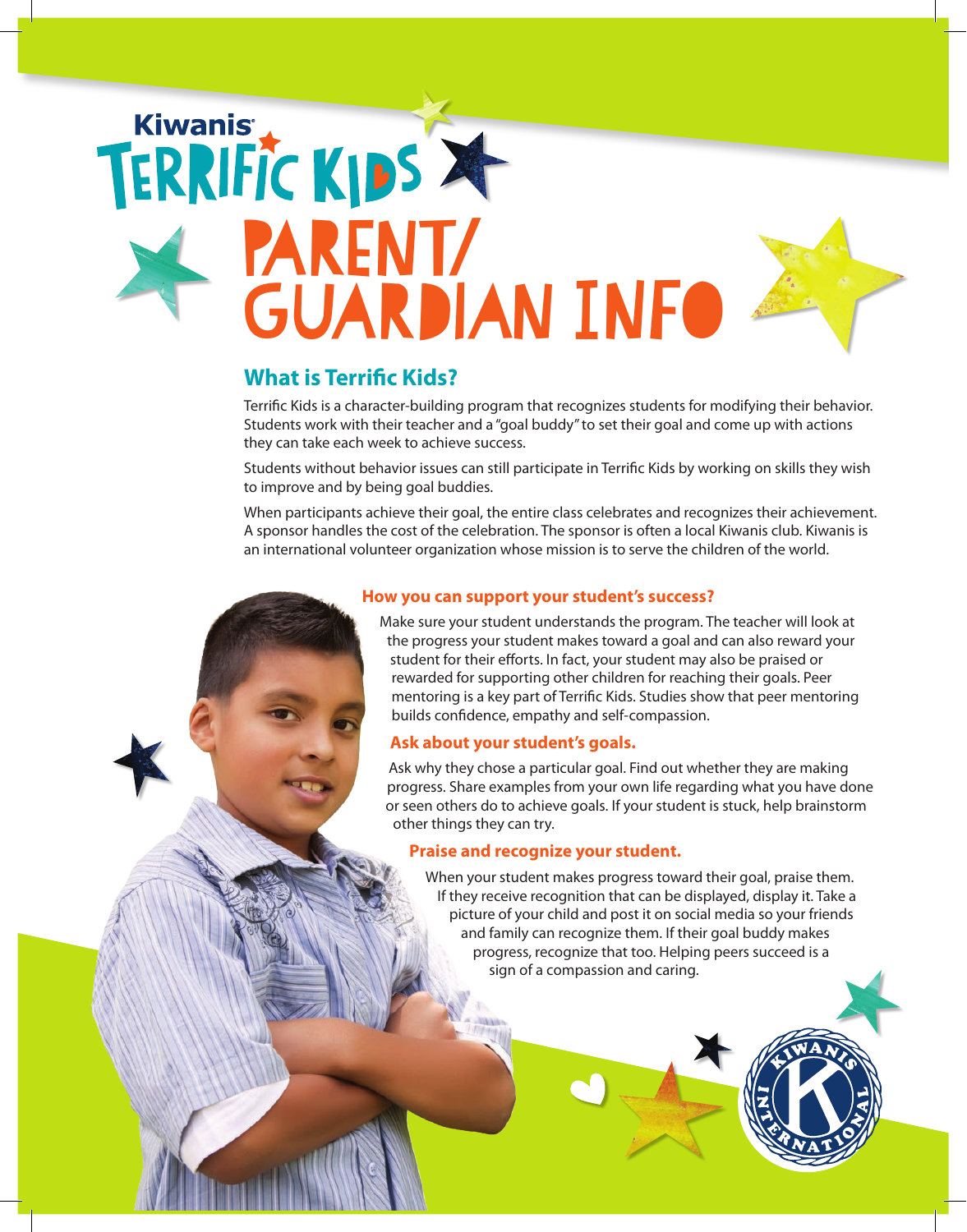Kiwanis

# Terrific Kids

# Parent/ Guardian Info

## What is Terrific Kids?

Terrific Kids is a character-building program that recognizes students for modifying their behavior. Students work with their teacher and a "goal buddy" to set their goal and come up with actions they can take each week to achieve success.

Students without behavior issues can still participate in Terrific Kids by working on skills they wish to improve and by being goal buddies.

When participants achieve their goal, the entire class celebrates and recognizes their achievement. A sponsor handles the cost of the celebration. The sponsor is often a local Kiwanis club. Kiwanis is an international volunteer organization whose mission is to serve the children of the world.

### How you can support your student's success?

Make sure your student understands the program. The teacher will look at the progress your student makes toward a goal and can also reward your student for their efforts. In fact, your student may also be praised or rewarded for supporting other children for reaching their goals. Peer mentoring is a key part of Terrific Kids. Studies show that peer mentoring builds confidence, empathy and self-compassion.

### Ask about your student's goals.

Ask why they chose a particular goal. Find out whether they are making progress. Share examples from your own life regarding what you have done or seen others do to achieve goals. If your student is stuck, help brainstorm other things they can try.

### Praise and recognize your student.

When your student makes progress toward their goal, praise them. If they receive recognition that can be displayed, display it. Take a picture of your child and post it on social media so your friends and family can recognize them. If their goal buddy makes progress, recognize that too. Helping peers succeed is a sign of a compassion and caring.

KIWANIS INTERNATIONAL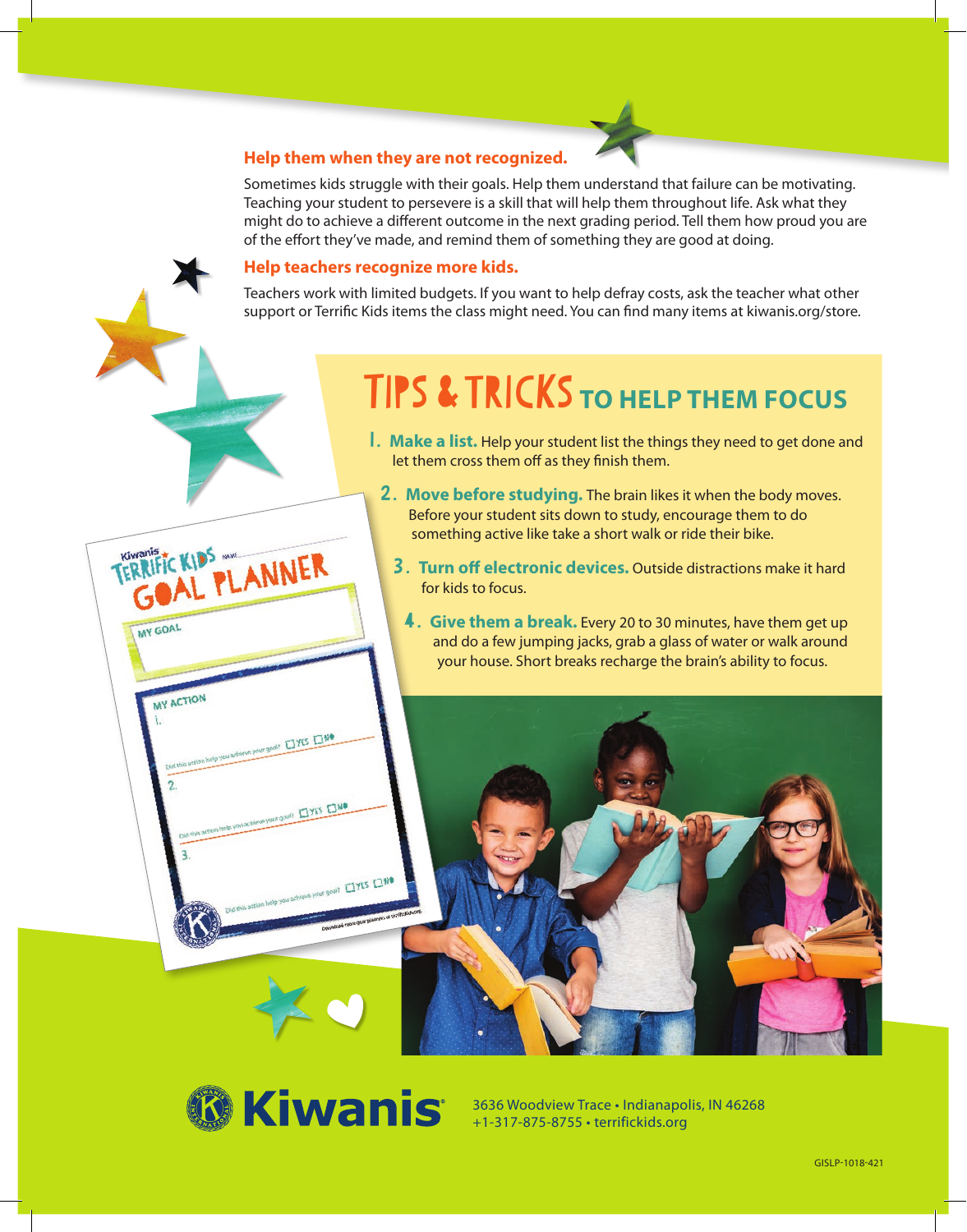### Help them when they are not recognized.

Sometimes kids struggle with their goals. Help them understand that failure can be motivating. Teaching your student to persevere is a skill that will help them throughout life. Ask what they might do to achieve a different outcome in the next grading period. Tell them how proud you are of the effort they've made, and remind them of something they are good at doing.

### Help teachers recognize more kids.

Teachers work with limited budgets. If you want to help defray costs, ask the teacher what other support or Terrific Kids items the class might need. You can find many items at kiwanis.org/store.

## TIPS & TRICKS TO HELP THEM FOCUS

1. **Make a list.** Help your student list the things they need to get done and let them cross them off as they finish them.
2. **Move before studying.** The brain likes it when the body moves. Before your student sits down to study, encourage them to do something active like take a short walk or ride their bike.
3. **Turn off electronic devices.** Outside distractions make it hard for kids to focus.
4. **Give them a break.** Every 20 to 30 minutes, have them get up and do a few jumping jacks, grab a glass of water or walk around your house. Short breaks recharge the brain's ability to focus.

Kiwanis

3636 Woodview Trace • Indianapolis, IN 46268
+1-317-875-8755 • terrifickids.org

GISLP-1018-421